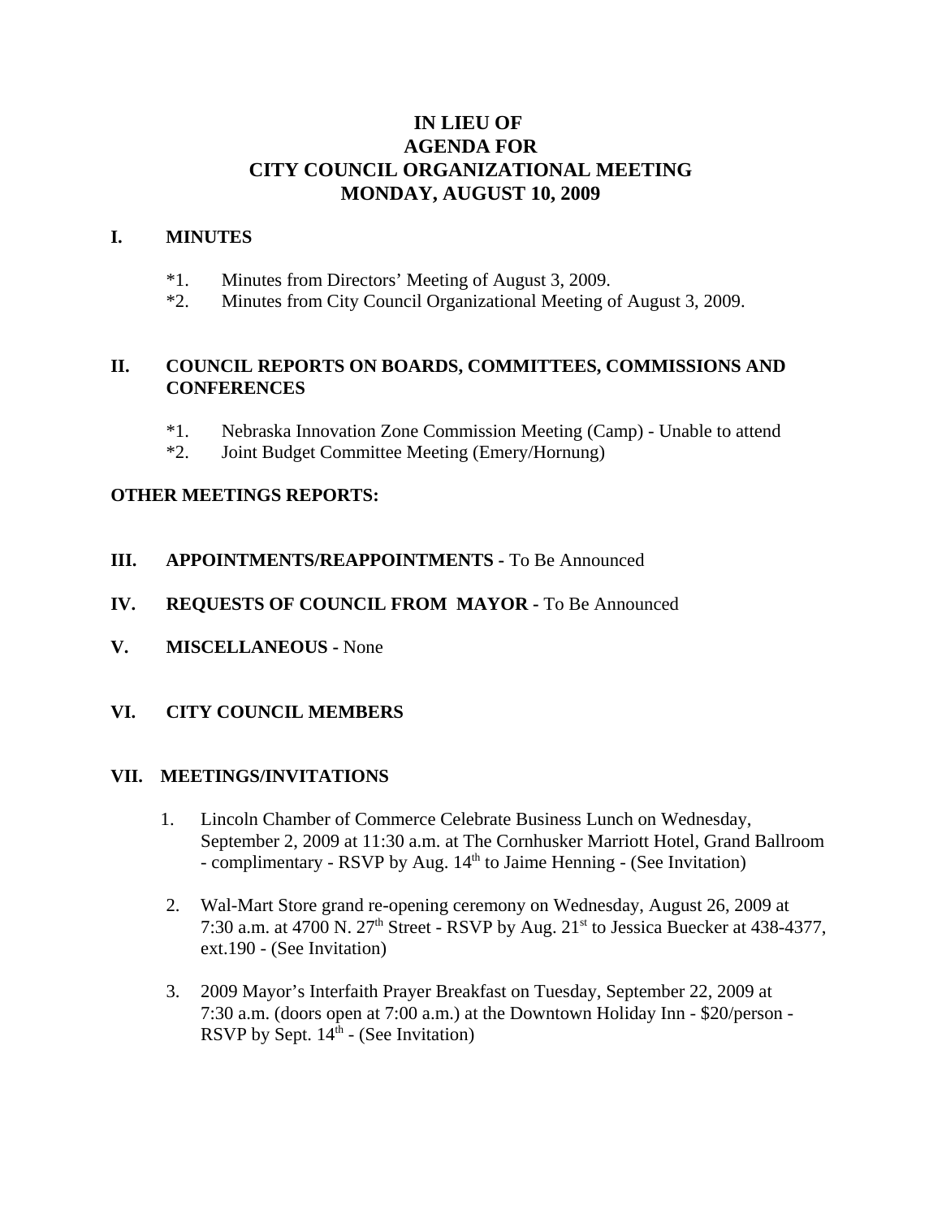# IN LIEU OF
# AGENDA FOR
# CITY COUNCIL ORGANIZATIONAL MEETING
# MONDAY, AUGUST 10, 2009

## I. MINUTES

*1. Minutes from Directors' Meeting of August 3, 2009.
*2. Minutes from City Council Organizational Meeting of August 3, 2009.

## II. COUNCIL REPORTS ON BOARDS, COMMITTEES, COMMISSIONS AND CONFERENCES

*1. Nebraska Innovation Zone Commission Meeting (Camp) - Unable to attend
*2. Joint Budget Committee Meeting (Emery/Hornung)

**OTHER MEETINGS REPORTS:**

## III. APPOINTMENTS/REAPPOINTMENTS - To Be Announced

## IV. REQUESTS OF COUNCIL FROM MAYOR - To Be Announced

## V. MISCELLANEOUS - None

## VI. CITY COUNCIL MEMBERS

## VII. MEETINGS/INVITATIONS

1. Lincoln Chamber of Commerce Celebrate Business Lunch on Wednesday, September 2, 2009 at 11:30 a.m. at The Cornhusker Marriott Hotel, Grand Ballroom - complimentary - RSVP by Aug. 14th to Jaime Henning - (See Invitation)

2. Wal-Mart Store grand re-opening ceremony on Wednesday, August 26, 2009 at 7:30 a.m. at 4700 N. 27th Street - RSVP by Aug. 21st to Jessica Buecker at 438-4377, ext.190 - (See Invitation)

3. 2009 Mayor's Interfaith Prayer Breakfast on Tuesday, September 22, 2009 at 7:30 a.m. (doors open at 7:00 a.m.) at the Downtown Holiday Inn - $20/person - RSVP by Sept. 14th - (See Invitation)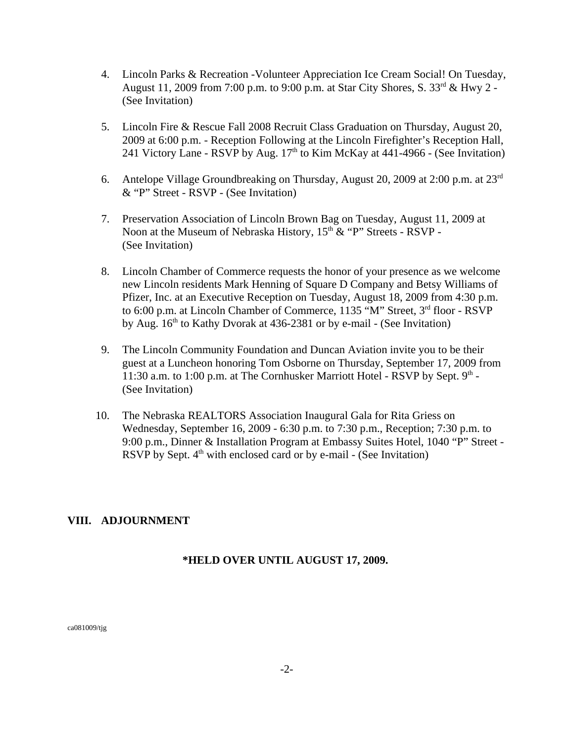4. Lincoln Parks & Recreation -Volunteer Appreciation Ice Cream Social! On Tuesday, August 11, 2009 from 7:00 p.m. to 9:00 p.m. at Star City Shores, S. 33rd & Hwy 2 - (See Invitation)

5. Lincoln Fire & Rescue Fall 2008 Recruit Class Graduation on Thursday, August 20, 2009 at 6:00 p.m. - Reception Following at the Lincoln Firefighter's Reception Hall, 241 Victory Lane - RSVP by Aug. 17th to Kim McKay at 441-4966 - (See Invitation)

6. Antelope Village Groundbreaking on Thursday, August 20, 2009 at 2:00 p.m. at 23rd & "P" Street - RSVP - (See Invitation)

7. Preservation Association of Lincoln Brown Bag on Tuesday, August 11, 2009 at Noon at the Museum of Nebraska History, 15th & "P" Streets - RSVP - (See Invitation)

8. Lincoln Chamber of Commerce requests the honor of your presence as we welcome new Lincoln residents Mark Henning of Square D Company and Betsy Williams of Pfizer, Inc. at an Executive Reception on Tuesday, August 18, 2009 from 4:30 p.m. to 6:00 p.m. at Lincoln Chamber of Commerce, 1135 "M" Street, 3rd floor - RSVP by Aug. 16th to Kathy Dvorak at 436-2381 or by e-mail - (See Invitation)

9. The Lincoln Community Foundation and Duncan Aviation invite you to be their guest at a Luncheon honoring Tom Osborne on Thursday, September 17, 2009 from 11:30 a.m. to 1:00 p.m. at The Cornhusker Marriott Hotel - RSVP by Sept. 9th - (See Invitation)

10. The Nebraska REALTORS Association Inaugural Gala for Rita Griess on Wednesday, September 16, 2009 - 6:30 p.m. to 7:30 p.m., Reception; 7:30 p.m. to 9:00 p.m., Dinner & Installation Program at Embassy Suites Hotel, 1040 "P" Street - RSVP by Sept. 4th with enclosed card or by e-mail - (See Invitation)

## VIII. ADJOURNMENT

**\*HELD OVER UNTIL AUGUST 17, 2009.**

ca081009/tjg